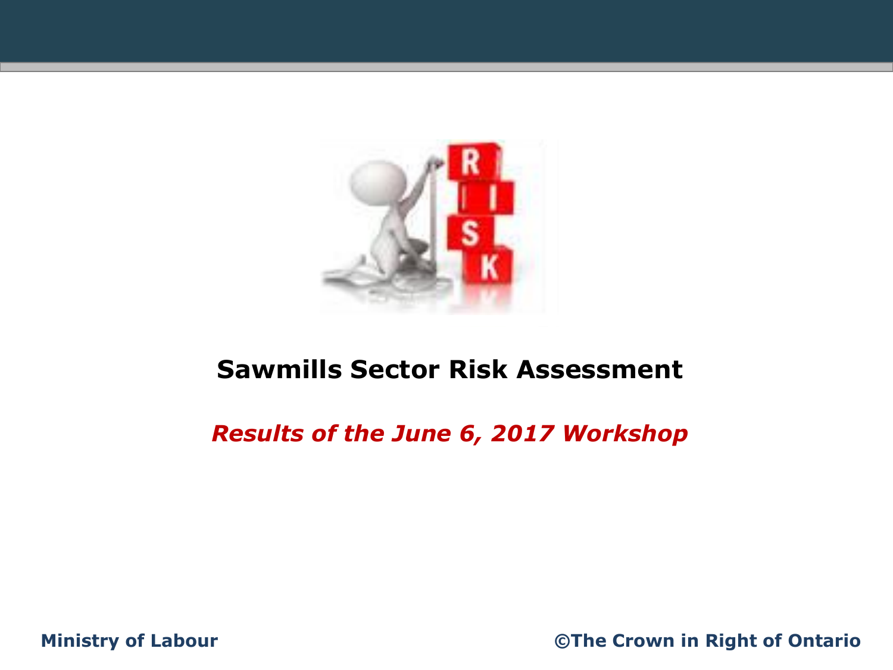# Sawmills Sector Risk Assessment

***Results of the June 6, 2017 Workshop***

**Ministry of Labour** **©The Crown in Right of Ontario**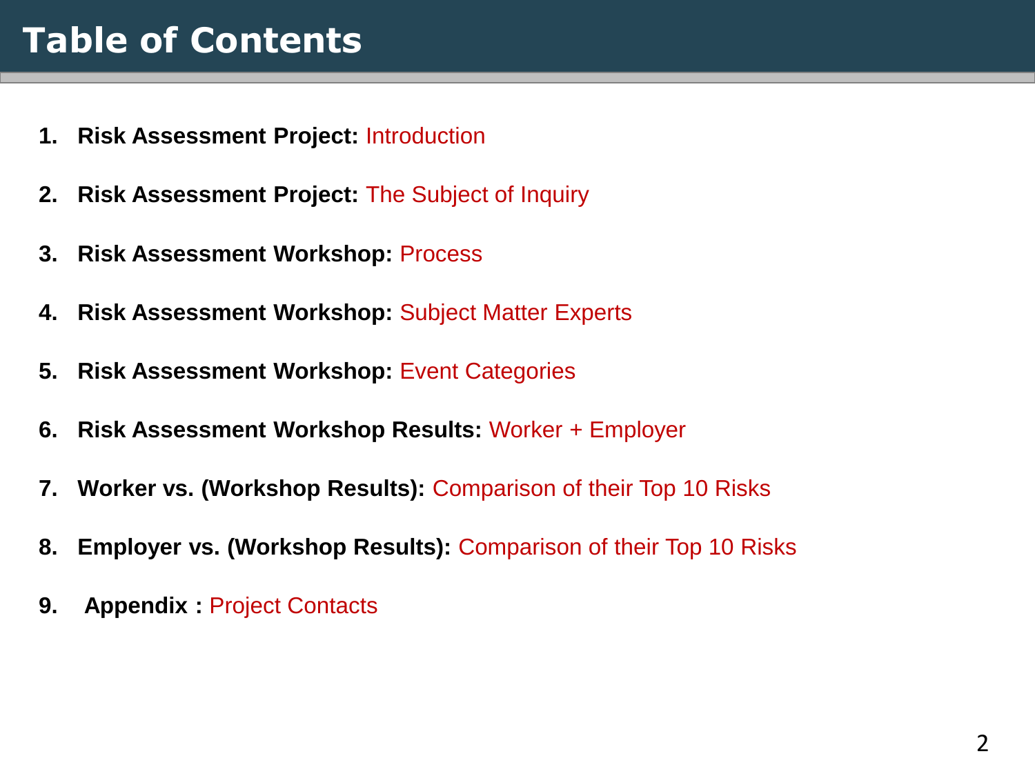# Table of Contents

1. **Risk Assessment Project:** Introduction
2. **Risk Assessment Project:** The Subject of Inquiry
3. **Risk Assessment Workshop:** Process
4. **Risk Assessment Workshop:** Subject Matter Experts
5. **Risk Assessment Workshop:** Event Categories
6. **Risk Assessment Workshop Results:** Worker + Employer
7. **Worker vs. (Workshop Results):** Comparison of their Top 10 Risks
8. **Employer vs. (Workshop Results):** Comparison of their Top 10 Risks
9. **Appendix :** Project Contacts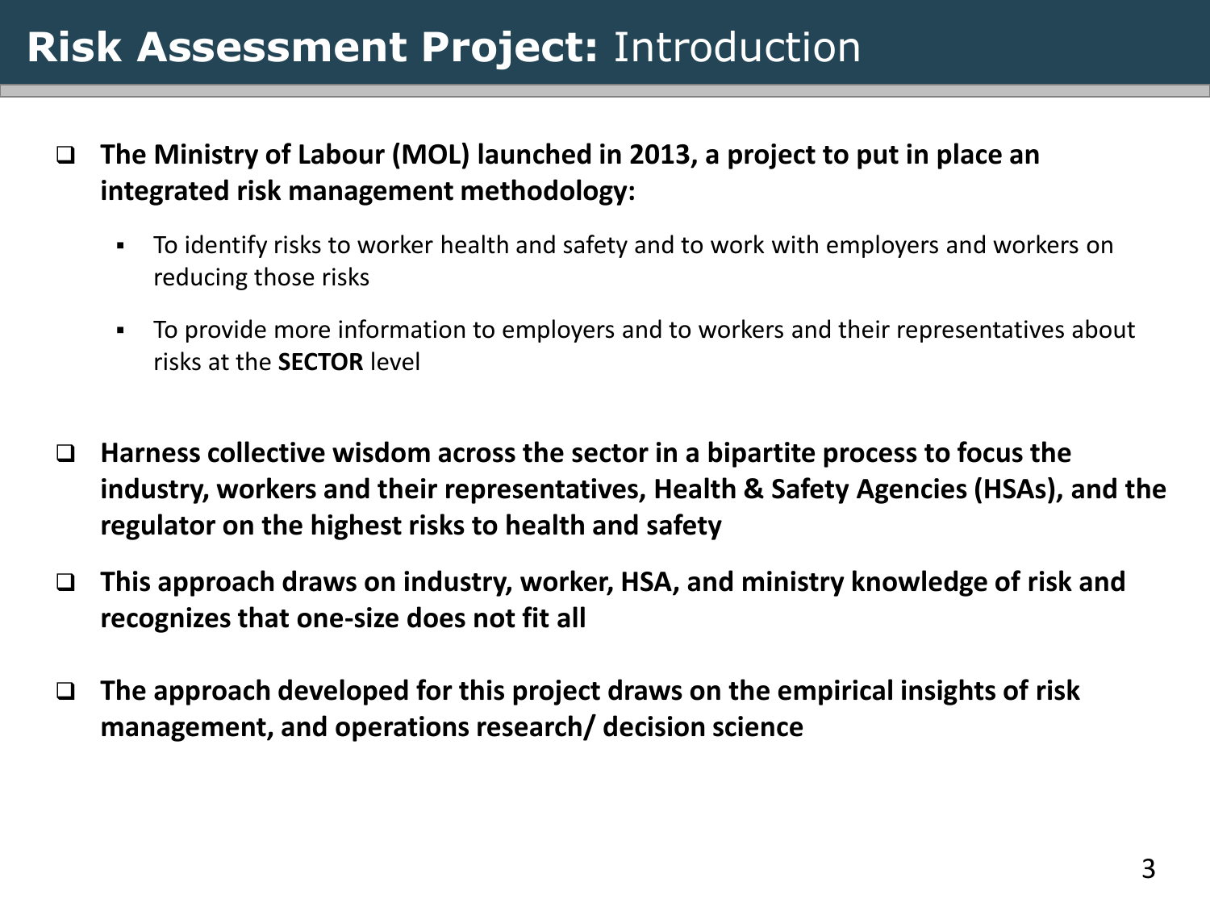# **Risk Assessment Project:** Introduction

- **The Ministry of Labour (MOL) launched in 2013, a project to put in place an integrated risk management methodology:**
  - To identify risks to worker health and safety and to work with employers and workers on reducing those risks
  - To provide more information to employers and to workers and their representatives about risks at the **SECTOR** level

- **Harness collective wisdom across the sector in a bipartite process to focus the industry, workers and their representatives, Health & Safety Agencies (HSAs), and the regulator on the highest risks to health and safety**

- **This approach draws on industry, worker, HSA, and ministry knowledge of risk and recognizes that one-size does not fit all**

- **The approach developed for this project draws on the empirical insights of risk management, and operations research/ decision science**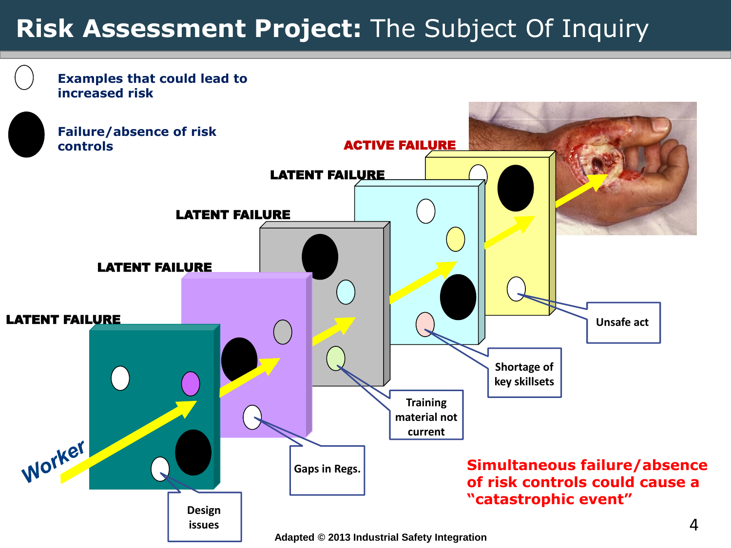# Risk Assessment Project: The Subject Of Inquiry

- ○ Examples that could lead to increased risk
- ● Failure/absence of risk controls

LATENT FAILURE

LATENT FAILURE

LATENT FAILURE

LATENT FAILURE

ACTIVE FAILURE

Worker

Design issues

Gaps in Regs.

Training material not current

Shortage of key skillsets

Unsafe act

**Simultaneous failure/absence of risk controls could cause a "catastrophic event"**

Adapted © 2013 Industrial Safety Integration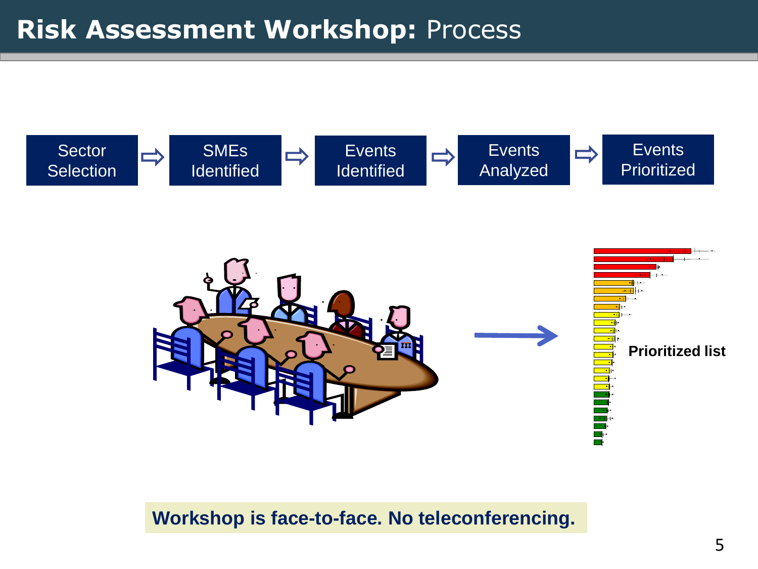# Risk Assessment Workshop: Process

Sector Selection ⇨ SMEs Identified ⇨ Events Identified ⇨ Events Analyzed ⇨ Events Prioritized

**Prioritized list**

**Workshop is face-to-face. No teleconferencing.**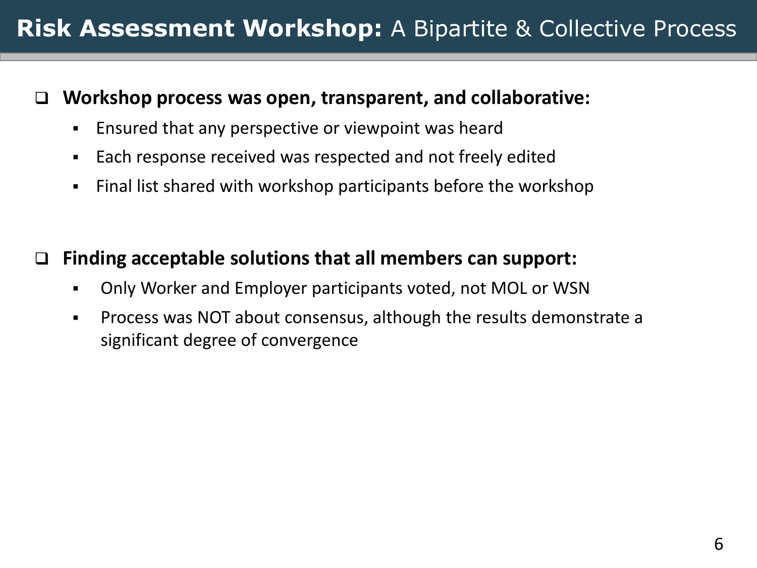# **Risk Assessment Workshop:** A Bipartite & Collective Process

- **Workshop process was open, transparent, and collaborative:**
  - Ensured that any perspective or viewpoint was heard
  - Each response received was respected and not freely edited
  - Final list shared with workshop participants before the workshop

- **Finding acceptable solutions that all members can support:**
  - Only Worker and Employer participants voted, not MOL or WSN
  - Process was NOT about consensus, although the results demonstrate a significant degree of convergence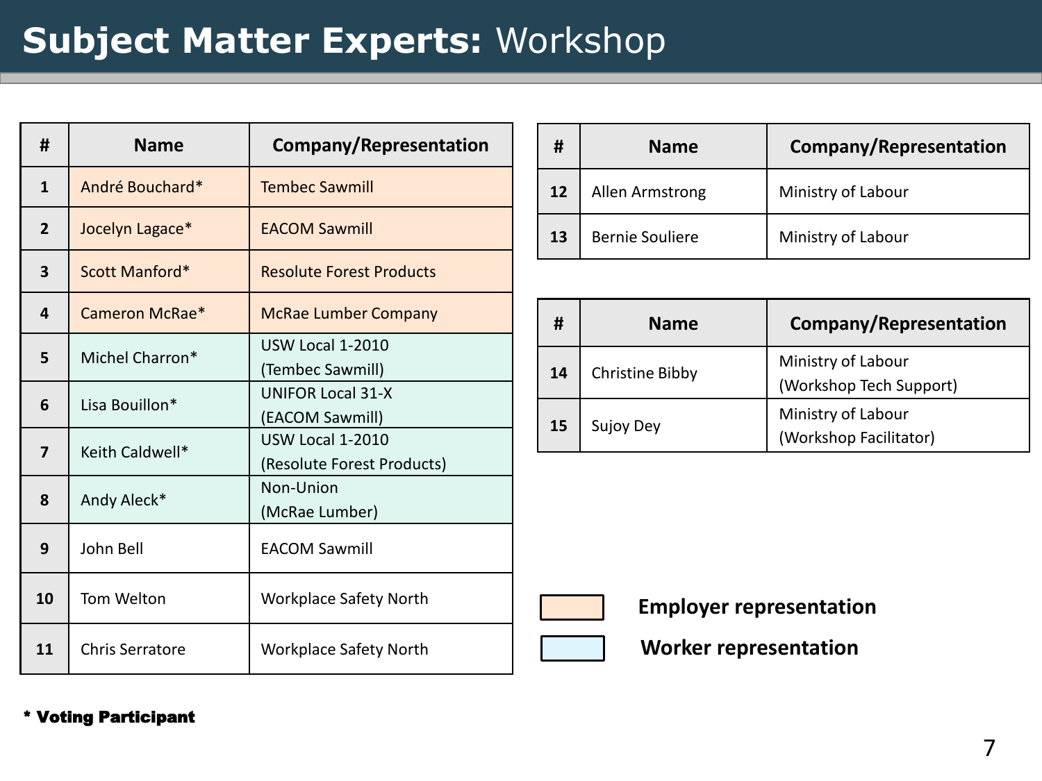# **Subject Matter Experts:** Workshop

| # | Name | Company/Representation |
|---|---|---|
| 1 | André Bouchard* | Tembec Sawmill |
| 2 | Jocelyn Lagace* | EACOM Sawmill |
| 3 | Scott Manford* | Resolute Forest Products |
| 4 | Cameron McRae* | McRae Lumber Company |
| 5 | Michel Charron* | USW Local 1-2010 (Tembec Sawmill) |
| 6 | Lisa Bouillon* | UNIFOR Local 31-X (EACOM Sawmill) |
| 7 | Keith Caldwell* | USW Local 1-2010 (Resolute Forest Products) |
| 8 | Andy Aleck* | Non-Union (McRae Lumber) |
| 9 | John Bell | EACOM Sawmill |
| 10 | Tom Welton | Workplace Safety North |
| 11 | Chris Serratore | Workplace Safety North |

| # | Name | Company/Representation |
|---|---|---|
| 12 | Allen Armstrong | Ministry of Labour |
| 13 | Bernie Souliere | Ministry of Labour |

| # | Name | Company/Representation |
|---|---|---|
| 14 | Christine Bibby | Ministry of Labour (Workshop Tech Support) |
| 15 | Sujoy Dey | Ministry of Labour (Workshop Facilitator) |

**Employer representation** (rows 1–4)

**Worker representation** (rows 5–8)

**\* Voting Participant**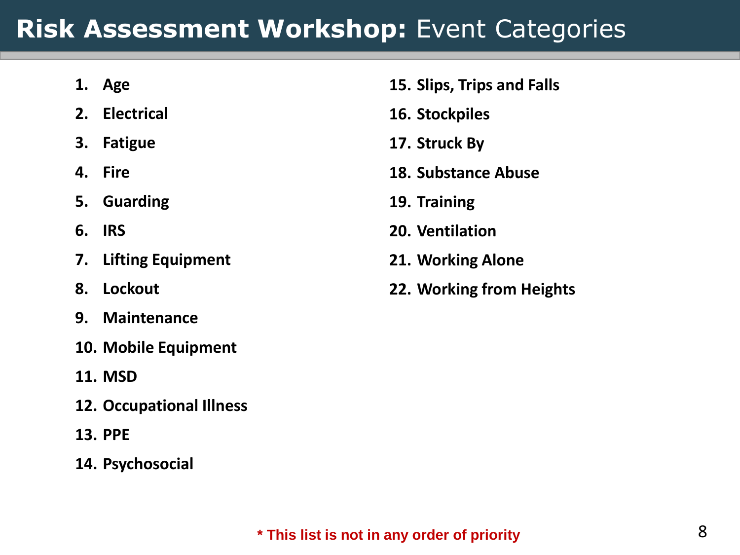# **Risk Assessment Workshop:** Event Categories

1. **Age**
2. **Electrical**
3. **Fatigue**
4. **Fire**
5. **Guarding**
6. **IRS**
7. **Lifting Equipment**
8. **Lockout**
9. **Maintenance**
10. **Mobile Equipment**
11. **MSD**
12. **Occupational Illness**
13. **PPE**
14. **Psychosocial**
15. **Slips, Trips and Falls**
16. **Stockpiles**
17. **Struck By**
18. **Substance Abuse**
19. **Training**
20. **Ventilation**
21. **Working Alone**
22. **Working from Heights**

**\* This list is not in any order of priority**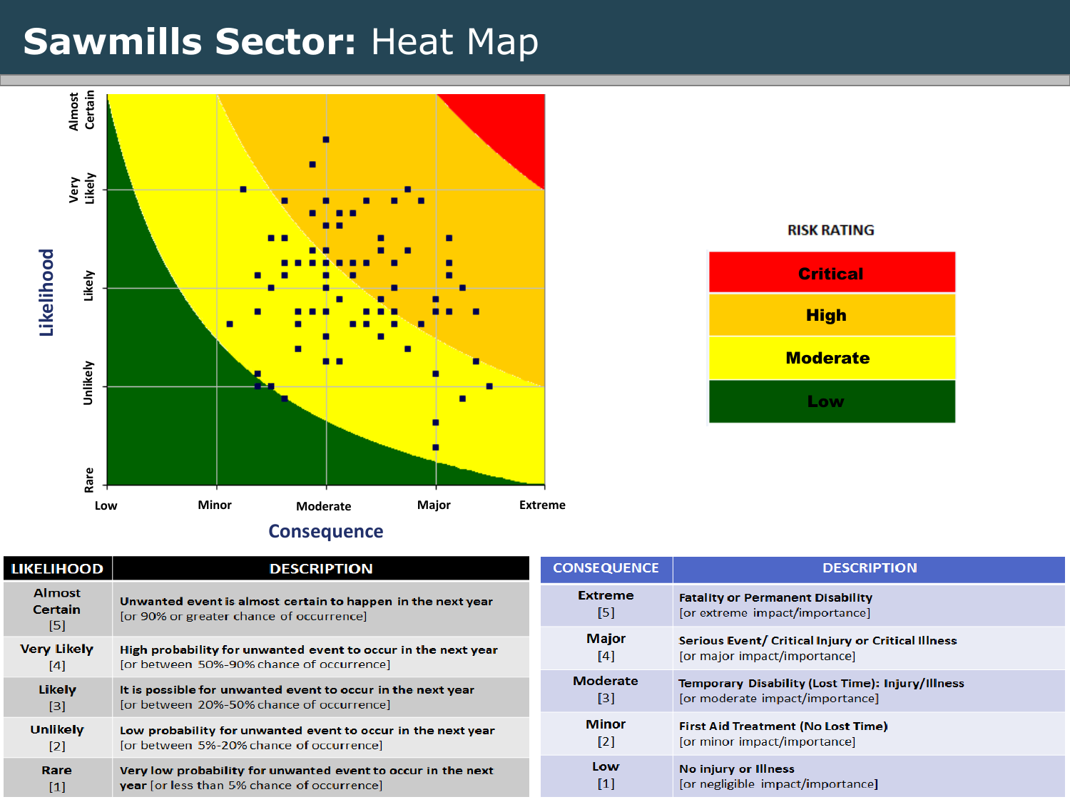# Sawmills Sector: Heat Map

Likelihood: Almost Certain, Very Likely, Likely, Unlikely, Rare

Consequence: Low, Minor, Moderate, Major, Extreme

**RISK RATING**

| |
|---|
| **Critical** |
| **High** |
| **Moderate** |
| **Low** |

| LIKELIHOOD | DESCRIPTION |
|---|---|
| Almost Certain [5] | Unwanted event is almost certain to happen in the next year [or 90% or greater chance of occurrence] |
| Very Likely [4] | High probability for unwanted event to occur in the next year [or between 50%-90% chance of occurrence] |
| Likely [3] | It is possible for unwanted event to occur in the next year [or between 20%-50% chance of occurrence] |
| Unlikely [2] | Low probability for unwanted event to occur in the next year [or between 5%-20% chance of occurrence] |
| Rare [1] | Very low probability for unwanted event to occur in the next year [or less than 5% chance of occurrence] |

| CONSEQUENCE | DESCRIPTION |
|---|---|
| Extreme [5] | Fatality or Permanent Disability [or extreme impact/importance] |
| Major [4] | Serious Event/ Critical Injury or Critical Illness [or major impact/importance] |
| Moderate [3] | Temporary Disability (Lost Time): Injury/Illness [or moderate impact/importance] |
| Minor [2] | First Aid Treatment (No Lost Time) [or minor impact/importance] |
| Low [1] | No injury or Illness [or negligible impact/importance] |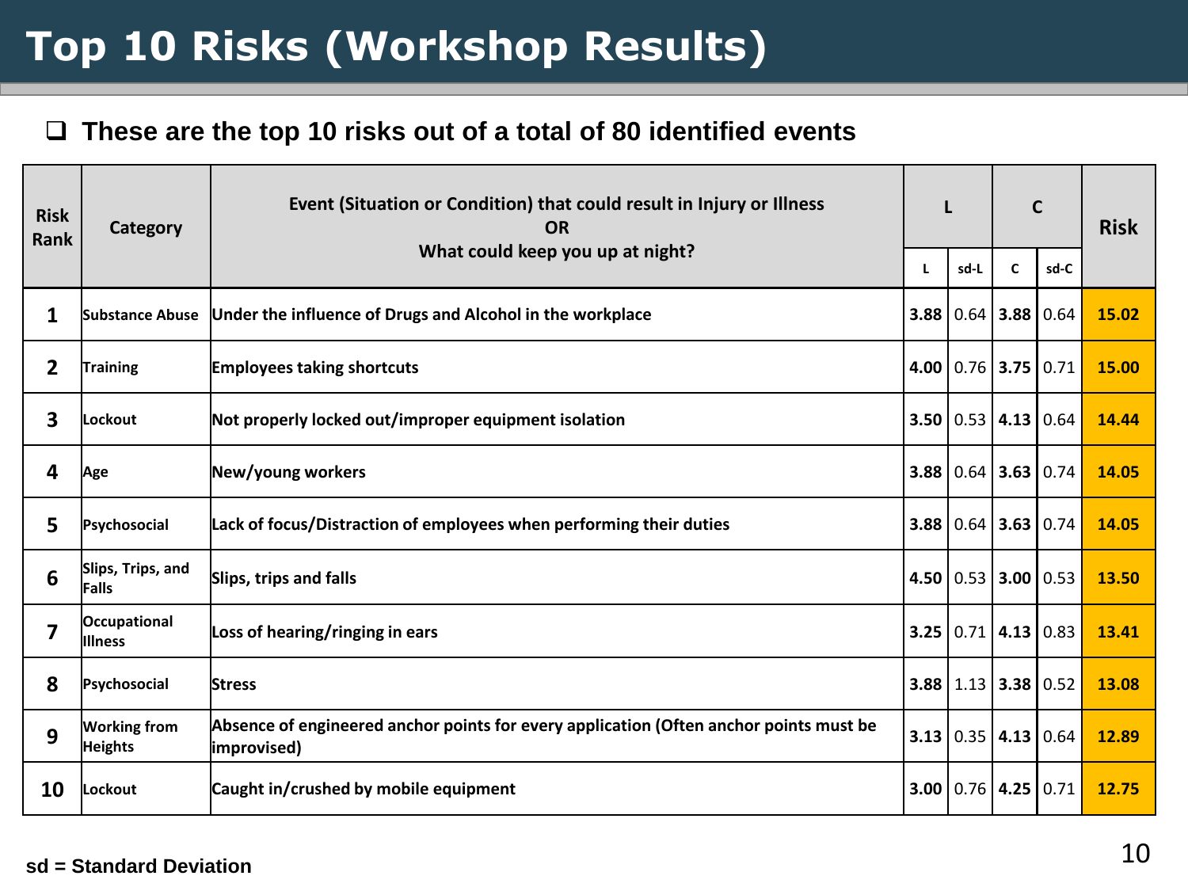# Top 10 Risks (Workshop Results)

- These are the top 10 risks out of a total of 80 identified events

| Risk Rank | Category | Event (Situation or Condition) that could result in Injury or Illness<br>OR<br>What could keep you up at night? | L | | C | | Risk |
|---|---|---|---|---|---|---|---|
| | | | L | sd-L | C | sd-C | |
| 1 | Substance Abuse | Under the influence of Drugs and Alcohol in the workplace | **3.88** | 0.64 | **3.88** | 0.64 | **15.02** |
| 2 | Training | Employees taking shortcuts | **4.00** | 0.76 | **3.75** | 0.71 | **15.00** |
| 3 | Lockout | Not properly locked out/improper equipment isolation | **3.50** | 0.53 | **4.13** | 0.64 | **14.44** |
| 4 | Age | New/young workers | **3.88** | 0.64 | **3.63** | 0.74 | **14.05** |
| 5 | Psychosocial | Lack of focus/Distraction of employees when performing their duties | **3.88** | 0.64 | **3.63** | 0.74 | **14.05** |
| 6 | Slips, Trips, and Falls | Slips, trips and falls | **4.50** | 0.53 | **3.00** | 0.53 | **13.50** |
| 7 | Occupational Illness | Loss of hearing/ringing in ears | **3.25** | 0.71 | **4.13** | 0.83 | **13.41** |
| 8 | Psychosocial | Stress | **3.88** | 1.13 | **3.38** | 0.52 | **13.08** |
| 9 | Working from Heights | Absence of engineered anchor points for every application (Often anchor points must be improvised) | **3.13** | 0.35 | **4.13** | 0.64 | **12.89** |
| 10 | Lockout | Caught in/crushed by mobile equipment | **3.00** | 0.76 | **4.25** | 0.71 | **12.75** |

**sd = Standard Deviation**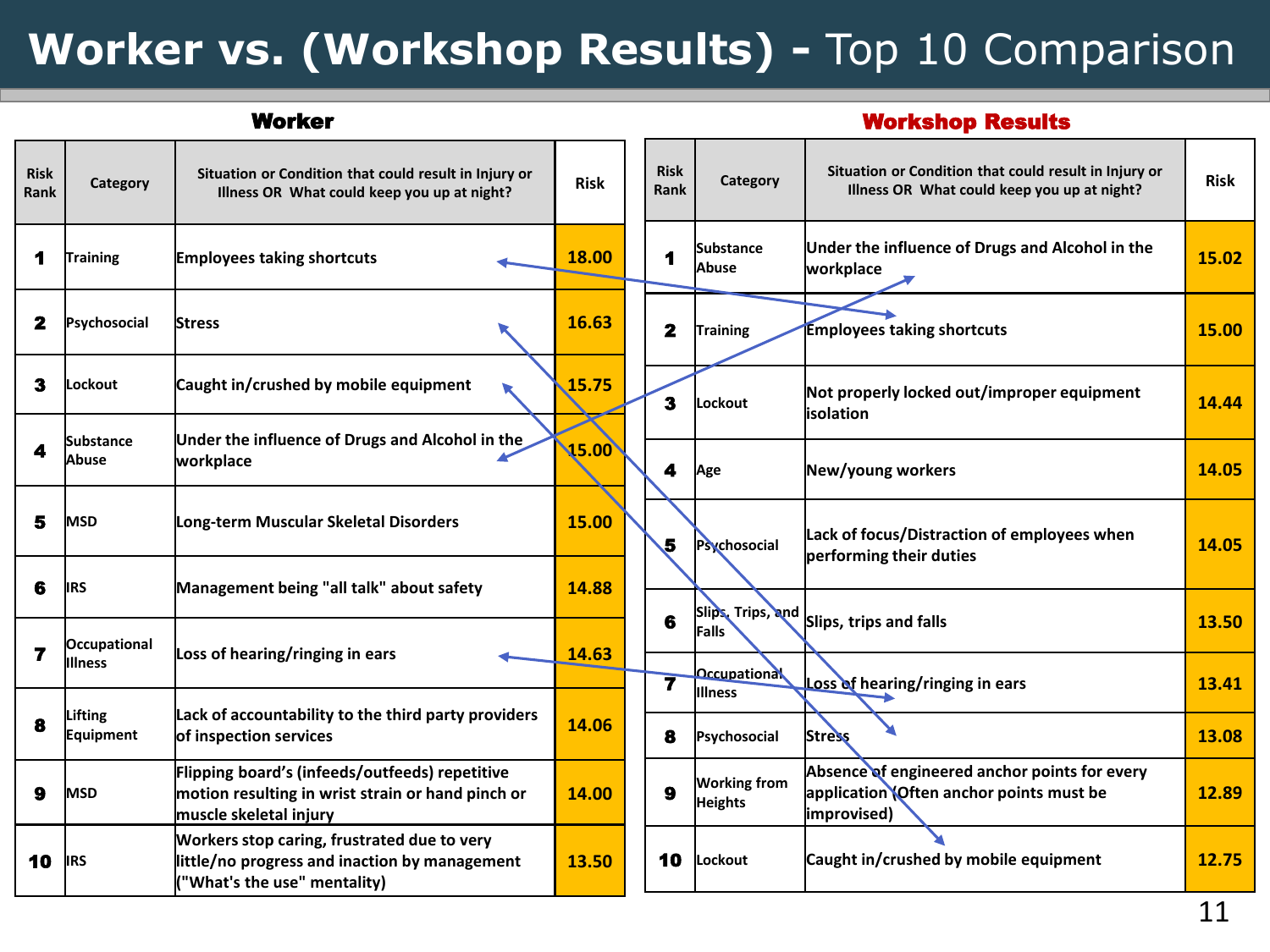# Worker vs. (Workshop Results) - Top 10 Comparison

## Worker

| Risk Rank | Category | Situation or Condition that could result in Injury or Illness OR What could keep you up at night? | Risk |
|---|---|---|---|
| 1 | Training | Employees taking shortcuts | 18.00 |
| 2 | Psychosocial | Stress | 16.63 |
| 3 | Lockout | Caught in/crushed by mobile equipment | 15.75 |
| 4 | Substance Abuse | Under the influence of Drugs and Alcohol in the workplace | 15.00 |
| 5 | MSD | Long-term Muscular Skeletal Disorders | 15.00 |
| 6 | IRS | Management being "all talk" about safety | 14.88 |
| 7 | Occupational Illness | Loss of hearing/ringing in ears | 14.63 |
| 8 | Lifting Equipment | Lack of accountability to the third party providers of inspection services | 14.06 |
| 9 | MSD | Flipping board's (infeeds/outfeeds) repetitive motion resulting in wrist strain or hand pinch or muscle skeletal injury | 14.00 |
| 10 | IRS | Workers stop caring, frustrated due to very little/no progress and inaction by management ("What's the use" mentality) | 13.50 |

## Workshop Results

| Risk Rank | Category | Situation or Condition that could result in Injury or Illness OR What could keep you up at night? | Risk |
|---|---|---|---|
| 1 | Substance Abuse | Under the influence of Drugs and Alcohol in the workplace | 15.02 |
| 2 | Training | Employees taking shortcuts | 15.00 |
| 3 | Lockout | Not properly locked out/improper equipment isolation | 14.44 |
| 4 | Age | New/young workers | 14.05 |
| 5 | Psychosocial | Lack of focus/Distraction of employees when performing their duties | 14.05 |
| 6 | Slips, Trips, and Falls | Slips, trips and falls | 13.50 |
| 7 | Occupational Illness | Loss of hearing/ringing in ears | 13.41 |
| 8 | Psychosocial | Stress | 13.08 |
| 9 | Working from Heights | Absence of engineered anchor points for every application (Often anchor points must be improvised) | 12.89 |
| 10 | Lockout | Caught in/crushed by mobile equipment | 12.75 |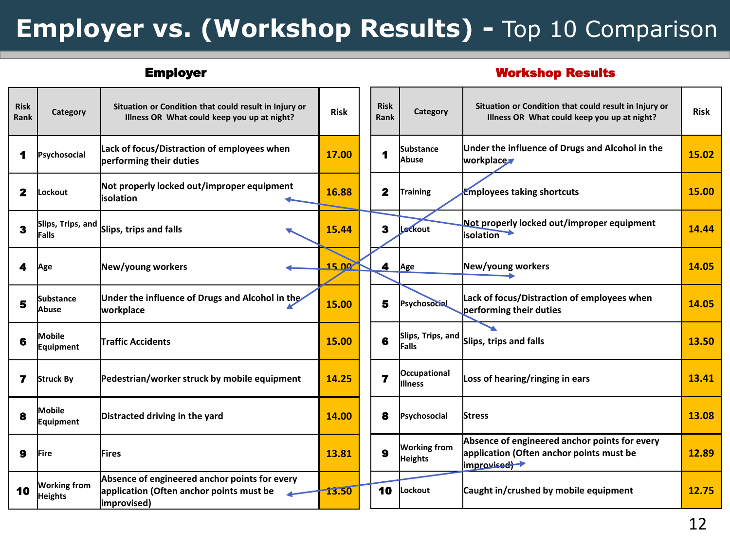# Employer vs. (Workshop Results) - Top 10 Comparison

## Employer

| Risk Rank | Category | Situation or Condition that could result in Injury or Illness OR What could keep you up at night? | Risk |
|---|---|---|---|
| 1 | Psychosocial | Lack of focus/Distraction of employees when performing their duties | 17.00 |
| 2 | Lockout | Not properly locked out/improper equipment isolation | 16.88 |
| 3 | Slips, Trips, and Falls | Slips, trips and falls | 15.44 |
| 4 | Age | New/young workers | 15.00 |
| 5 | Substance Abuse | Under the influence of Drugs and Alcohol in the workplace | 15.00 |
| 6 | Mobile Equipment | Traffic Accidents | 15.00 |
| 7 | Struck By | Pedestrian/worker struck by mobile equipment | 14.25 |
| 8 | Mobile Equipment | Distracted driving in the yard | 14.00 |
| 9 | Fire | Fires | 13.81 |
| 10 | Working from Heights | Absence of engineered anchor points for every application (Often anchor points must be improvised) | 13.50 |

## Workshop Results

| Risk Rank | Category | Situation or Condition that could result in Injury or Illness OR What could keep you up at night? | Risk |
|---|---|---|---|
| 1 | Substance Abuse | Under the influence of Drugs and Alcohol in the workplace | 15.02 |
| 2 | Training | Employees taking shortcuts | 15.00 |
| 3 | Lockout | Not properly locked out/improper equipment isolation | 14.44 |
| 4 | Age | New/young workers | 14.05 |
| 5 | Psychosocial | Lack of focus/Distraction of employees when performing their duties | 14.05 |
| 6 | Slips, Trips, and Falls | Slips, trips and falls | 13.50 |
| 7 | Occupational Illness | Loss of hearing/ringing in ears | 13.41 |
| 8 | Psychosocial | Stress | 13.08 |
| 9 | Working from Heights | Absence of engineered anchor points for every application (Often anchor points must be improvised) | 12.89 |
| 10 | Lockout | Caught in/crushed by mobile equipment | 12.75 |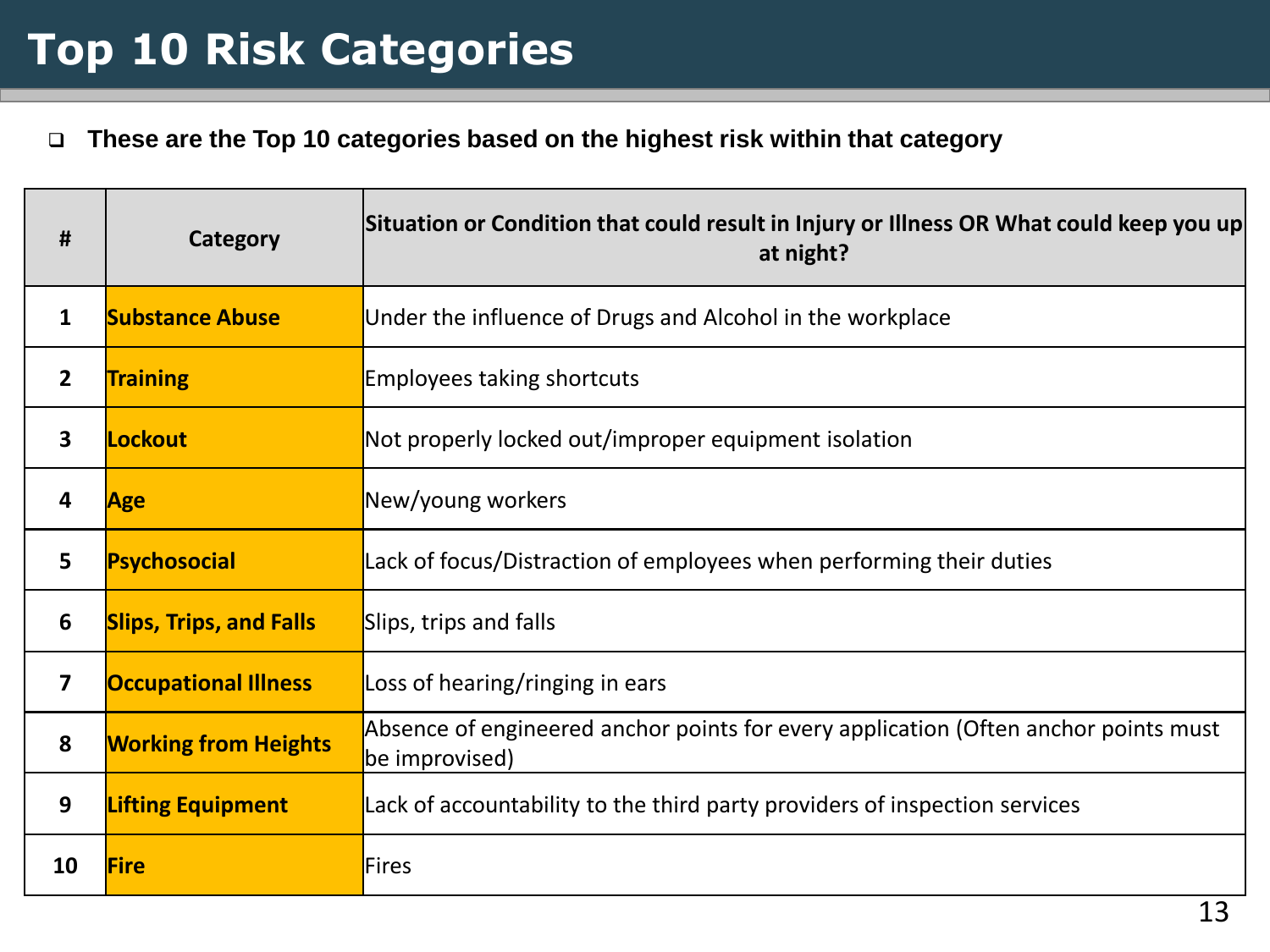# Top 10 Risk Categories

- These are the Top 10 categories based on the highest risk within that category

| # | Category | Situation or Condition that could result in Injury or Illness OR What could keep you up at night? |
|---|---|---|
| 1 | **Substance Abuse** | Under the influence of Drugs and Alcohol in the workplace |
| 2 | **Training** | Employees taking shortcuts |
| 3 | **Lockout** | Not properly locked out/improper equipment isolation |
| 4 | **Age** | New/young workers |
| 5 | **Psychosocial** | Lack of focus/Distraction of employees when performing their duties |
| 6 | **Slips, Trips, and Falls** | Slips, trips and falls |
| 7 | **Occupational Illness** | Loss of hearing/ringing in ears |
| 8 | **Working from Heights** | Absence of engineered anchor points for every application (Often anchor points must be improvised) |
| 9 | **Lifting Equipment** | Lack of accountability to the third party providers of inspection services |
| 10 | **Fire** | Fires |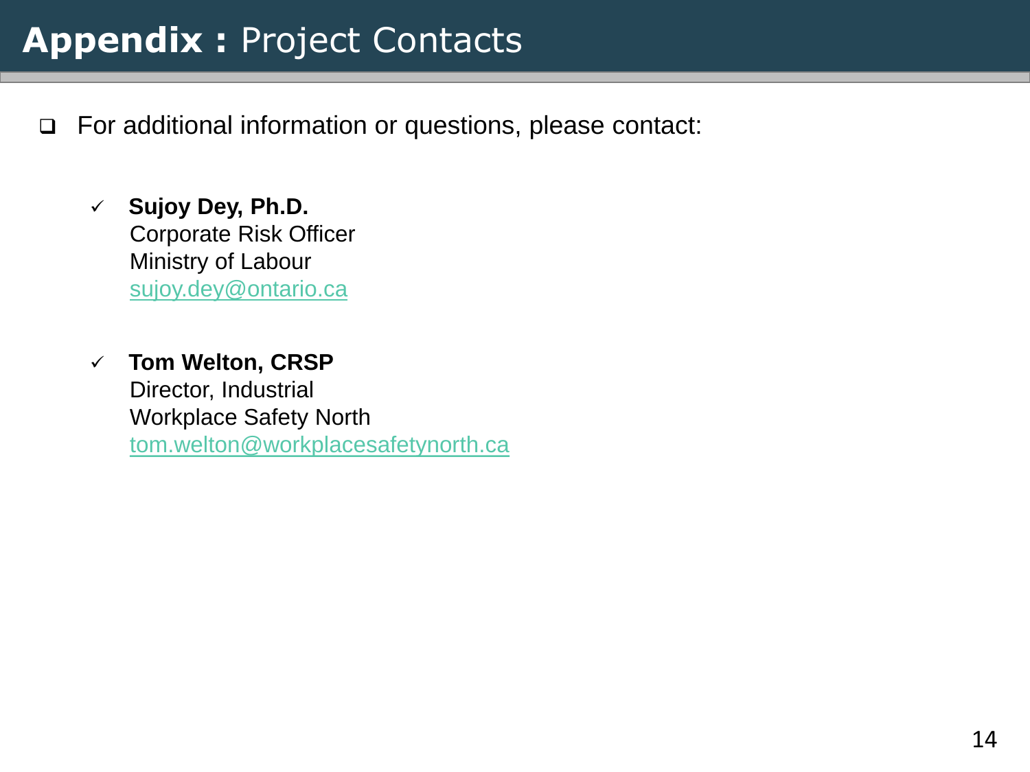# **Appendix :** Project Contacts

- For additional information or questions, please contact:

  - ✓ **Sujoy Dey, Ph.D.**
    Corporate Risk Officer
    Ministry of Labour
    sujoy.dey@ontario.ca

  - ✓ **Tom Welton, CRSP**
    Director, Industrial
    Workplace Safety North
    tom.welton@workplacesafetynorth.ca